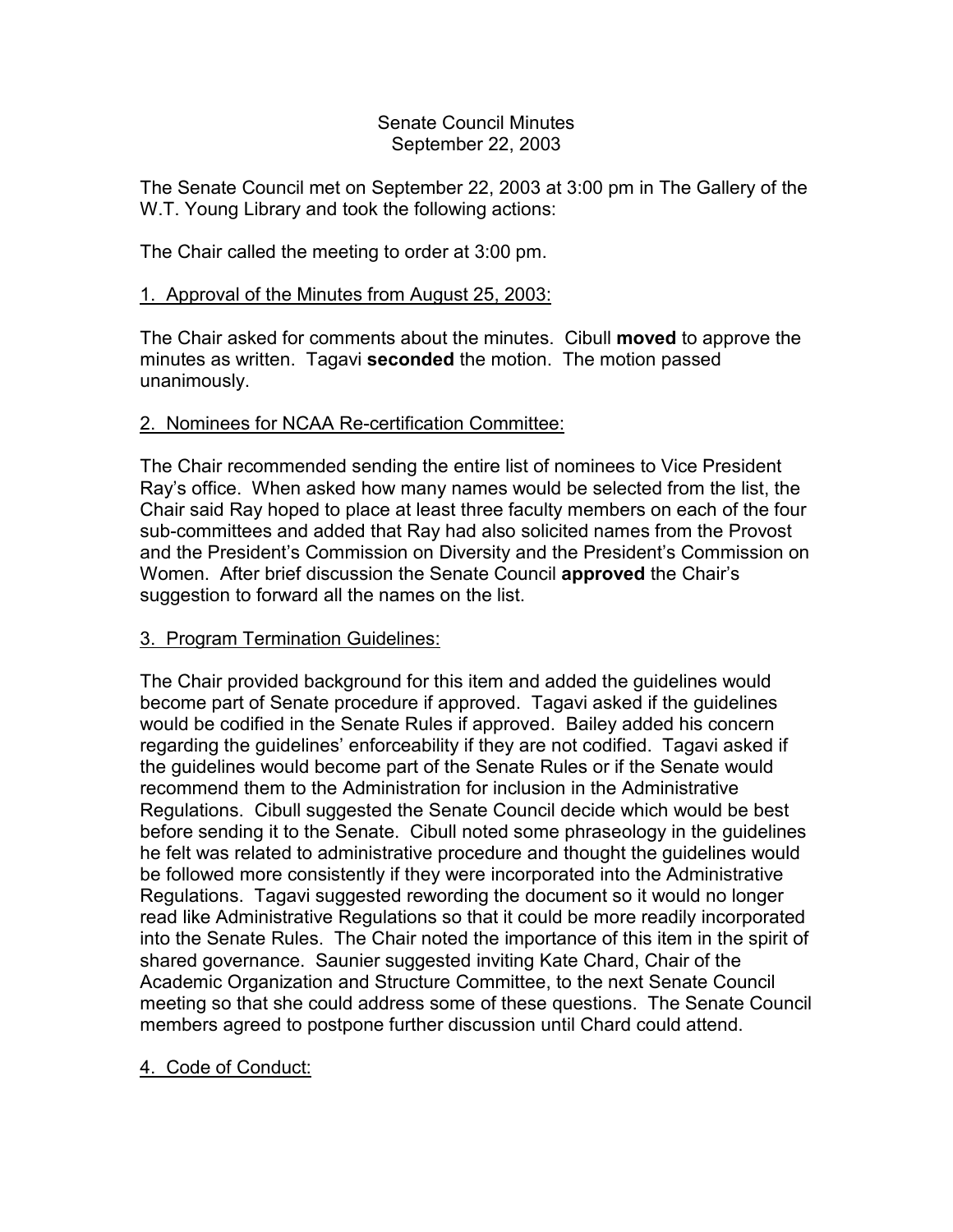# Senate Council Minutes
## September 22, 2003

The Senate Council met on September 22, 2003 at 3:00 pm in The Gallery of the W.T. Young Library and took the following actions:

The Chair called the meeting to order at 3:00 pm.

### 1. Approval of the Minutes from August 25, 2003:

The Chair asked for comments about the minutes. Cibull **moved** to approve the minutes as written. Tagavi **seconded** the motion. The motion passed unanimously.

### 2. Nominees for NCAA Re-certification Committee:

The Chair recommended sending the entire list of nominees to Vice President Ray's office. When asked how many names would be selected from the list, the Chair said Ray hoped to place at least three faculty members on each of the four sub-committees and added that Ray had also solicited names from the Provost and the President's Commission on Diversity and the President's Commission on Women. After brief discussion the Senate Council **approved** the Chair's suggestion to forward all the names on the list.

### 3. Program Termination Guidelines:

The Chair provided background for this item and added the guidelines would become part of Senate procedure if approved. Tagavi asked if the guidelines would be codified in the Senate Rules if approved. Bailey added his concern regarding the guidelines' enforceability if they are not codified. Tagavi asked if the guidelines would become part of the Senate Rules or if the Senate would recommend them to the Administration for inclusion in the Administrative Regulations. Cibull suggested the Senate Council decide which would be best before sending it to the Senate. Cibull noted some phraseology in the guidelines he felt was related to administrative procedure and thought the guidelines would be followed more consistently if they were incorporated into the Administrative Regulations. Tagavi suggested rewording the document so it would no longer read like Administrative Regulations so that it could be more readily incorporated into the Senate Rules. The Chair noted the importance of this item in the spirit of shared governance. Saunier suggested inviting Kate Chard, Chair of the Academic Organization and Structure Committee, to the next Senate Council meeting so that she could address some of these questions. The Senate Council members agreed to postpone further discussion until Chard could attend.

### 4. Code of Conduct: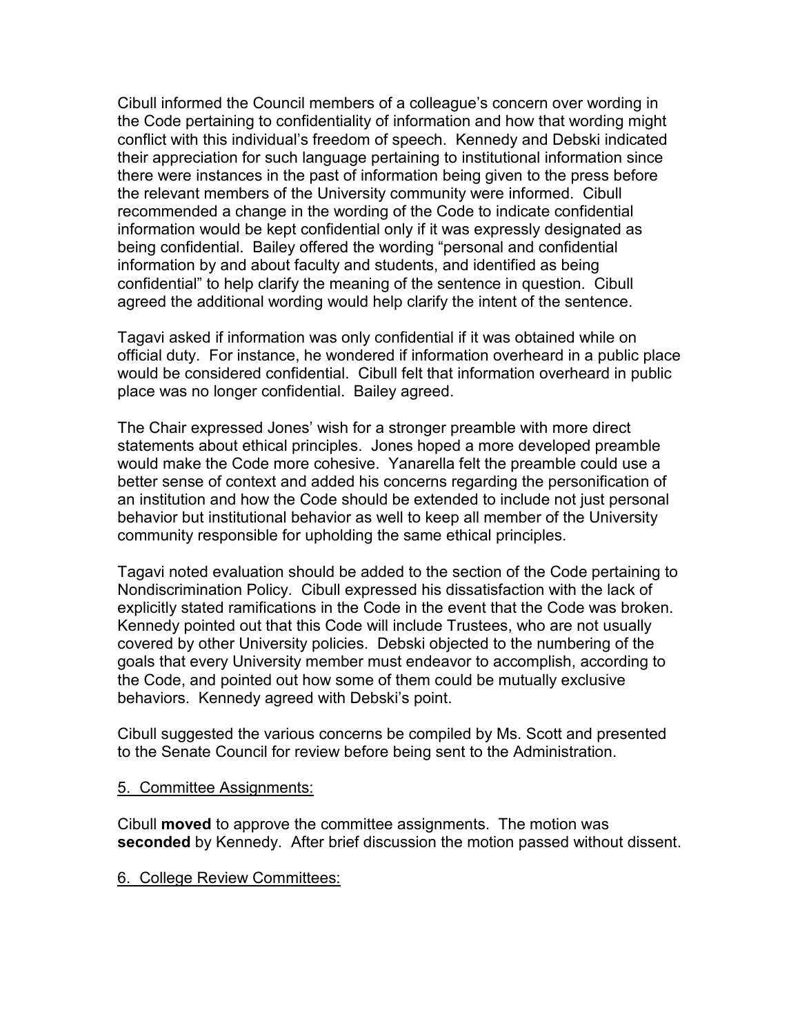Cibull informed the Council members of a colleague's concern over wording in the Code pertaining to confidentiality of information and how that wording might conflict with this individual's freedom of speech. Kennedy and Debski indicated their appreciation for such language pertaining to institutional information since there were instances in the past of information being given to the press before the relevant members of the University community were informed. Cibull recommended a change in the wording of the Code to indicate confidential information would be kept confidential only if it was expressly designated as being confidential. Bailey offered the wording "personal and confidential information by and about faculty and students, and identified as being confidential" to help clarify the meaning of the sentence in question. Cibull agreed the additional wording would help clarify the intent of the sentence.

Tagavi asked if information was only confidential if it was obtained while on official duty. For instance, he wondered if information overheard in a public place would be considered confidential. Cibull felt that information overheard in public place was no longer confidential. Bailey agreed.

The Chair expressed Jones' wish for a stronger preamble with more direct statements about ethical principles. Jones hoped a more developed preamble would make the Code more cohesive. Yanarella felt the preamble could use a better sense of context and added his concerns regarding the personification of an institution and how the Code should be extended to include not just personal behavior but institutional behavior as well to keep all member of the University community responsible for upholding the same ethical principles.

Tagavi noted evaluation should be added to the section of the Code pertaining to Nondiscrimination Policy. Cibull expressed his dissatisfaction with the lack of explicitly stated ramifications in the Code in the event that the Code was broken. Kennedy pointed out that this Code will include Trustees, who are not usually covered by other University policies. Debski objected to the numbering of the goals that every University member must endeavor to accomplish, according to the Code, and pointed out how some of them could be mutually exclusive behaviors. Kennedy agreed with Debski's point.

Cibull suggested the various concerns be compiled by Ms. Scott and presented to the Senate Council for review before being sent to the Administration.

5. Committee Assignments:

Cibull **moved** to approve the committee assignments. The motion was **seconded** by Kennedy. After brief discussion the motion passed without dissent.

6. College Review Committees: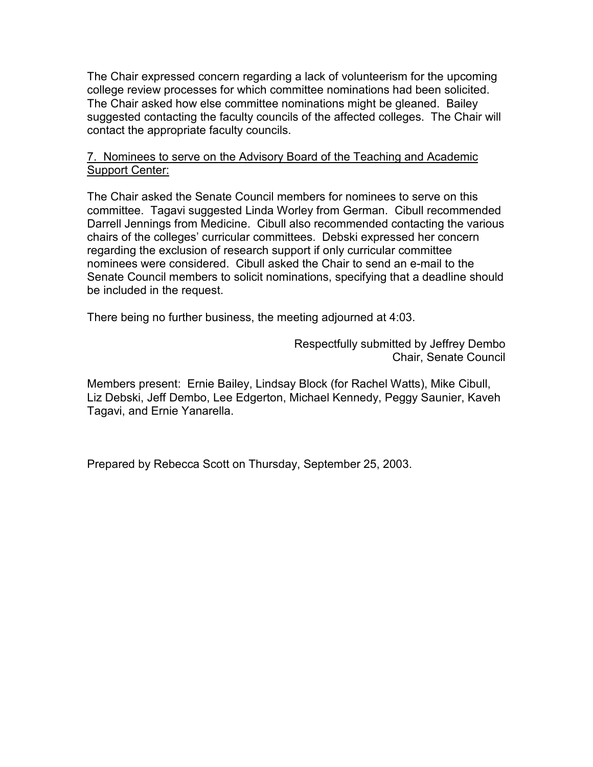The Chair expressed concern regarding a lack of volunteerism for the upcoming college review processes for which committee nominations had been solicited. The Chair asked how else committee nominations might be gleaned. Bailey suggested contacting the faculty councils of the affected colleges. The Chair will contact the appropriate faculty councils.

<u>7. Nominees to serve on the Advisory Board of the Teaching and Academic Support Center:</u>

The Chair asked the Senate Council members for nominees to serve on this committee. Tagavi suggested Linda Worley from German. Cibull recommended Darrell Jennings from Medicine. Cibull also recommended contacting the various chairs of the colleges' curricular committees. Debski expressed her concern regarding the exclusion of research support if only curricular committee nominees were considered. Cibull asked the Chair to send an e-mail to the Senate Council members to solicit nominations, specifying that a deadline should be included in the request.

There being no further business, the meeting adjourned at 4:03.

Respectfully submitted by Jeffrey Dembo
Chair, Senate Council

Members present: Ernie Bailey, Lindsay Block (for Rachel Watts), Mike Cibull, Liz Debski, Jeff Dembo, Lee Edgerton, Michael Kennedy, Peggy Saunier, Kaveh Tagavi, and Ernie Yanarella.

Prepared by Rebecca Scott on Thursday, September 25, 2003.